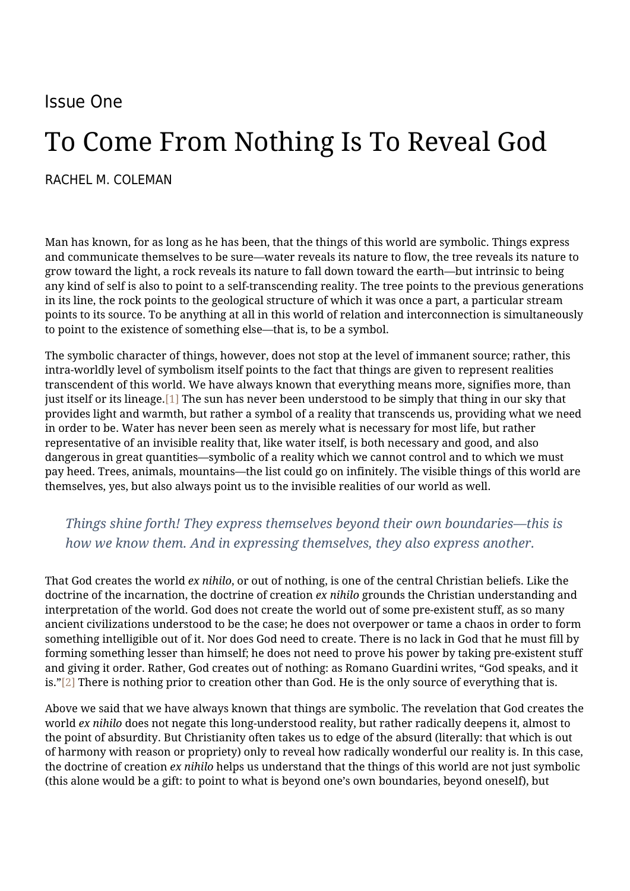Issue One

# To Come From Nothing Is To Reveal God

RACHEL M. COLEMAN

Man has known, for as long as he has been, that the things of this world are symbolic. Things express and communicate themselves to be sure—water reveals its nature to flow, the tree reveals its nature to grow toward the light, a rock reveals its nature to fall down toward the earth—but intrinsic to being any kind of self is also to point to a self-transcending reality. The tree points to the previous generations in its line, the rock points to the geological structure of which it was once a part, a particular stream points to its source. To be anything at all in this world of relation and interconnection is simultaneously to point to the existence of something else—that is, to be a symbol.

The symbolic character of things, however, does not stop at the level of immanent source; rather, this intra-worldly level of symbolism itself points to the fact that things are given to represent realities transcendent of this world. We have always known that everything means more, signifies more, than just itself or its lineage.[1] The sun has never been understood to be simply that thing in our sky that provides light and warmth, but rather a symbol of a reality that transcends us, providing what we need in order to be. Water has never been seen as merely what is necessary for most life, but rather representative of an invisible reality that, like water itself, is both necessary and good, and also dangerous in great quantities—symbolic of a reality which we cannot control and to which we must pay heed. Trees, animals, mountains—the list could go on infinitely. The visible things of this world are themselves, yes, but also always point us to the invisible realities of our world as well.

> *Things shine forth! They express themselves beyond their own boundaries—this is how we know them. And in expressing themselves, they also express another.*

That God creates the world *ex nihilo*, or out of nothing, is one of the central Christian beliefs. Like the doctrine of the incarnation, the doctrine of creation *ex nihilo* grounds the Christian understanding and interpretation of the world. God does not create the world out of some pre-existent stuff, as so many ancient civilizations understood to be the case; he does not overpower or tame a chaos in order to form something intelligible out of it. Nor does God need to create. There is no lack in God that he must fill by forming something lesser than himself; he does not need to prove his power by taking pre-existent stuff and giving it order. Rather, God creates out of nothing: as Romano Guardini writes, "God speaks, and it is."[2] There is nothing prior to creation other than God. He is the only source of everything that is.

Above we said that we have always known that things are symbolic. The revelation that God creates the world *ex nihilo* does not negate this long-understood reality, but rather radically deepens it, almost to the point of absurdity. But Christianity often takes us to edge of the absurd (literally: that which is out of harmony with reason or propriety) only to reveal how radically wonderful our reality is. In this case, the doctrine of creation *ex nihilo* helps us understand that the things of this world are not just symbolic (this alone would be a gift: to point to what is beyond one's own boundaries, beyond oneself), but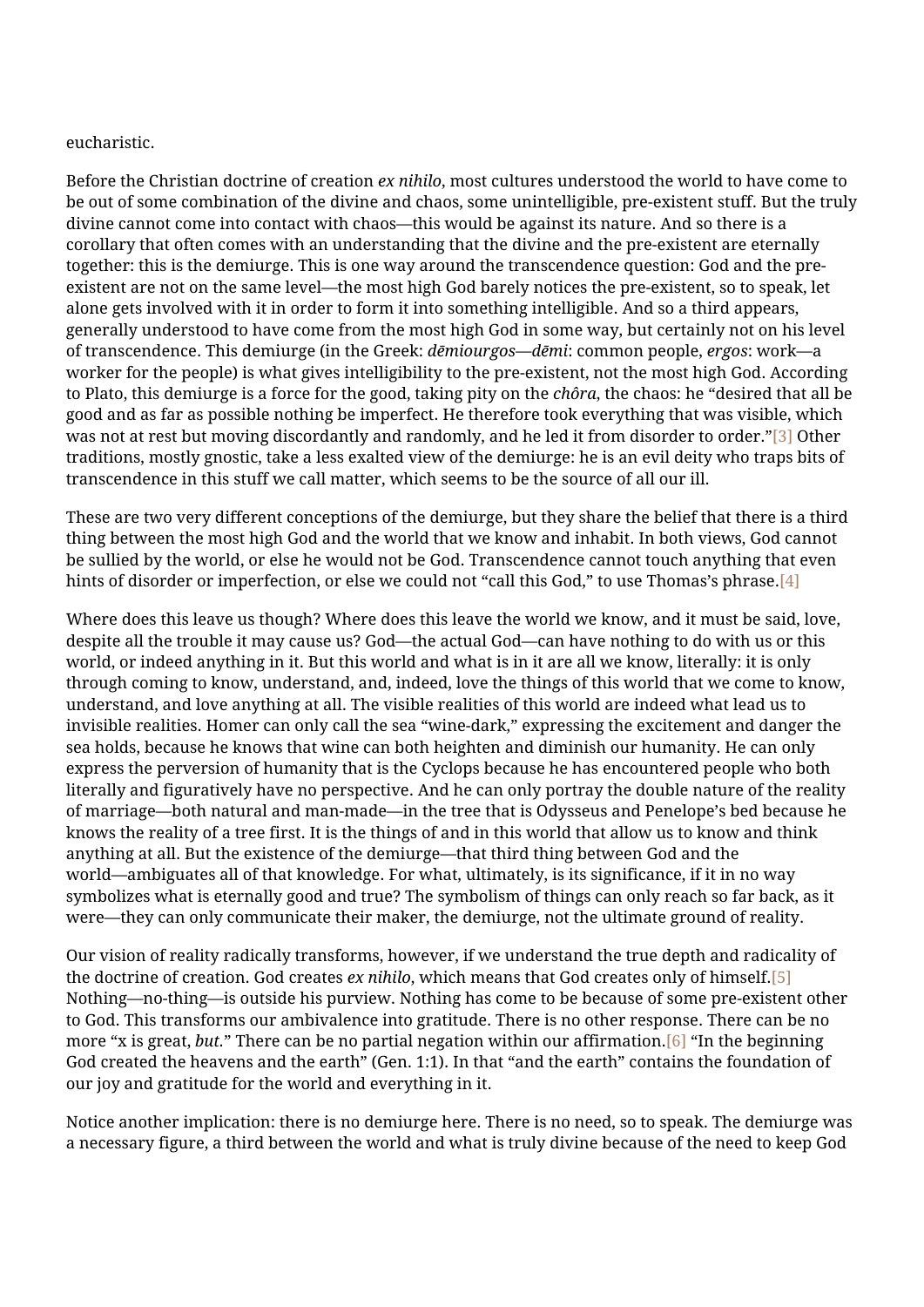eucharistic.

Before the Christian doctrine of creation *ex nihilo*, most cultures understood the world to have come to be out of some combination of the divine and chaos, some unintelligible, pre-existent stuff. But the truly divine cannot come into contact with chaos—this would be against its nature. And so there is a corollary that often comes with an understanding that the divine and the pre-existent are eternally together: this is the demiurge. This is one way around the transcendence question: God and the pre-existent are not on the same level—the most high God barely notices the pre-existent, so to speak, let alone gets involved with it in order to form it into something intelligible. And so a third appears, generally understood to have come from the most high God in some way, but certainly not on his level of transcendence. This demiurge (in the Greek: *dēmiourgos*—*dēmi*: common people, *ergos*: work—a worker for the people) is what gives intelligibility to the pre-existent, not the most high God. According to Plato, this demiurge is a force for the good, taking pity on the *chôra*, the chaos: he "desired that all be good and as far as possible nothing be imperfect. He therefore took everything that was visible, which was not at rest but moving discordantly and randomly, and he led it from disorder to order."[3] Other traditions, mostly gnostic, take a less exalted view of the demiurge: he is an evil deity who traps bits of transcendence in this stuff we call matter, which seems to be the source of all our ill.

These are two very different conceptions of the demiurge, but they share the belief that there is a third thing between the most high God and the world that we know and inhabit. In both views, God cannot be sullied by the world, or else he would not be God. Transcendence cannot touch anything that even hints of disorder or imperfection, or else we could not "call this God," to use Thomas's phrase.[4]

Where does this leave us though? Where does this leave the world we know, and it must be said, love, despite all the trouble it may cause us? God—the actual God—can have nothing to do with us or this world, or indeed anything in it. But this world and what is in it are all we know, literally: it is only through coming to know, understand, and, indeed, love the things of this world that we come to know, understand, and love anything at all. The visible realities of this world are indeed what lead us to invisible realities. Homer can only call the sea "wine-dark," expressing the excitement and danger the sea holds, because he knows that wine can both heighten and diminish our humanity. He can only express the perversion of humanity that is the Cyclops because he has encountered people who both literally and figuratively have no perspective. And he can only portray the double nature of the reality of marriage—both natural and man-made—in the tree that is Odysseus and Penelope's bed because he knows the reality of a tree first. It is the things of and in this world that allow us to know and think anything at all. But the existence of the demiurge—that third thing between God and the world—ambiguates all of that knowledge. For what, ultimately, is its significance, if it in no way symbolizes what is eternally good and true? The symbolism of things can only reach so far back, as it were—they can only communicate their maker, the demiurge, not the ultimate ground of reality.

Our vision of reality radically transforms, however, if we understand the true depth and radicality of the doctrine of creation. God creates *ex nihilo*, which means that God creates only of himself.[5] Nothing—no-thing—is outside his purview. Nothing has come to be because of some pre-existent other to God. This transforms our ambivalence into gratitude. There is no other response. There can be no more "x is great, *but*." There can be no partial negation within our affirmation.[6] "In the beginning God created the heavens and the earth" (Gen. 1:1). In that "and the earth" contains the foundation of our joy and gratitude for the world and everything in it.

Notice another implication: there is no demiurge here. There is no need, so to speak. The demiurge was a necessary figure, a third between the world and what is truly divine because of the need to keep God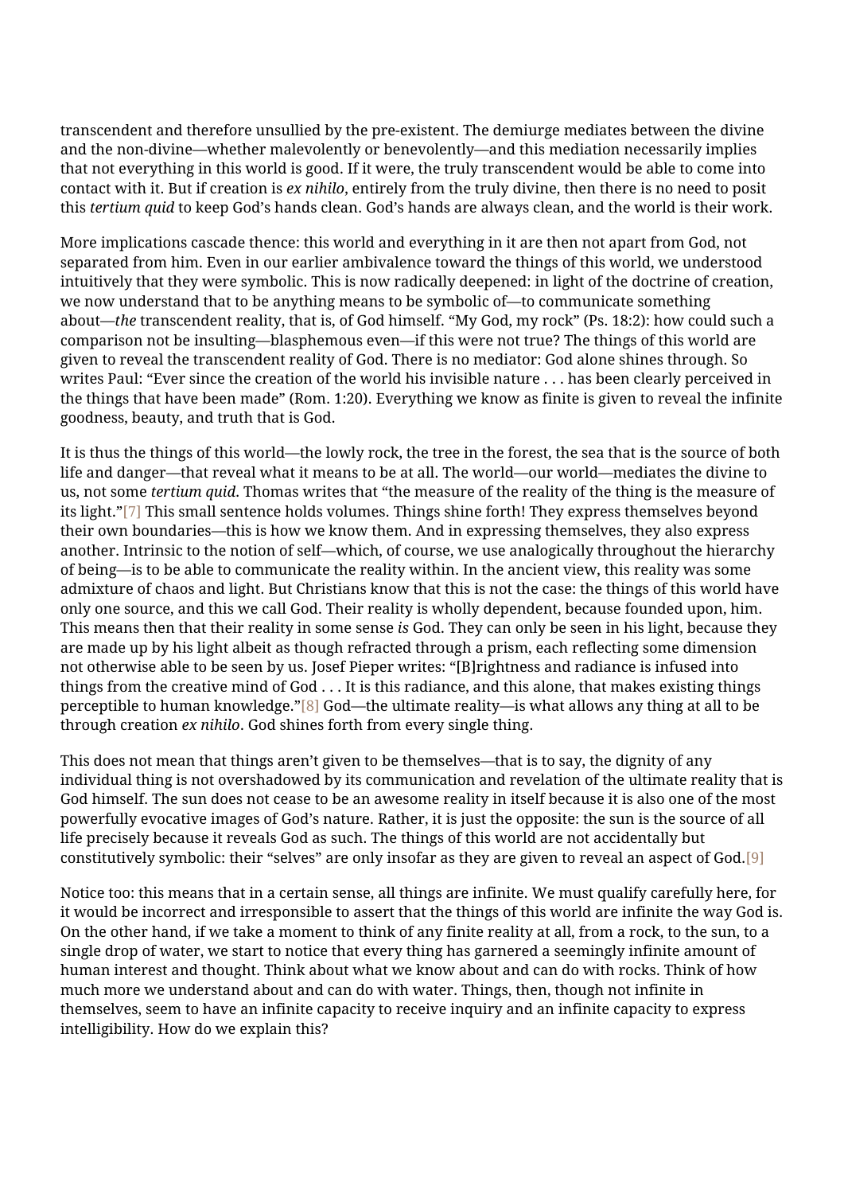transcendent and therefore unsullied by the pre-existent. The demiurge mediates between the divine and the non-divine—whether malevolently or benevolently—and this mediation necessarily implies that not everything in this world is good. If it were, the truly transcendent would be able to come into contact with it. But if creation is *ex nihilo*, entirely from the truly divine, then there is no need to posit this *tertium quid* to keep God's hands clean. God's hands are always clean, and the world is their work.

More implications cascade thence: this world and everything in it are then not apart from God, not separated from him. Even in our earlier ambivalence toward the things of this world, we understood intuitively that they were symbolic. This is now radically deepened: in light of the doctrine of creation, we now understand that to be anything means to be symbolic of—to communicate something about—*the* transcendent reality, that is, of God himself. "My God, my rock" (Ps. 18:2): how could such a comparison not be insulting—blasphemous even—if this were not true? The things of this world are given to reveal the transcendent reality of God. There is no mediator: God alone shines through. So writes Paul: "Ever since the creation of the world his invisible nature . . . has been clearly perceived in the things that have been made" (Rom. 1:20). Everything we know as finite is given to reveal the infinite goodness, beauty, and truth that is God.

It is thus the things of this world—the lowly rock, the tree in the forest, the sea that is the source of both life and danger—that reveal what it means to be at all. The world—our world—mediates the divine to us, not some *tertium quid*. Thomas writes that "the measure of the reality of the thing is the measure of its light."[7] This small sentence holds volumes. Things shine forth! They express themselves beyond their own boundaries—this is how we know them. And in expressing themselves, they also express another. Intrinsic to the notion of self—which, of course, we use analogically throughout the hierarchy of being—is to be able to communicate the reality within. In the ancient view, this reality was some admixture of chaos and light. But Christians know that this is not the case: the things of this world have only one source, and this we call God. Their reality is wholly dependent, because founded upon, him. This means then that their reality in some sense *is* God. They can only be seen in his light, because they are made up by his light albeit as though refracted through a prism, each reflecting some dimension not otherwise able to be seen by us. Josef Pieper writes: "[B]rightness and radiance is infused into things from the creative mind of God . . . It is this radiance, and this alone, that makes existing things perceptible to human knowledge."[8] God—the ultimate reality—is what allows any thing at all to be through creation *ex nihilo*. God shines forth from every single thing.

This does not mean that things aren't given to be themselves—that is to say, the dignity of any individual thing is not overshadowed by its communication and revelation of the ultimate reality that is God himself. The sun does not cease to be an awesome reality in itself because it is also one of the most powerfully evocative images of God's nature. Rather, it is just the opposite: the sun is the source of all life precisely because it reveals God as such. The things of this world are not accidentally but constitutively symbolic: their "selves" are only insofar as they are given to reveal an aspect of God.[9]

Notice too: this means that in a certain sense, all things are infinite. We must qualify carefully here, for it would be incorrect and irresponsible to assert that the things of this world are infinite the way God is. On the other hand, if we take a moment to think of any finite reality at all, from a rock, to the sun, to a single drop of water, we start to notice that every thing has garnered a seemingly infinite amount of human interest and thought. Think about what we know about and can do with rocks. Think of how much more we understand about and can do with water. Things, then, though not infinite in themselves, seem to have an infinite capacity to receive inquiry and an infinite capacity to express intelligibility. How do we explain this?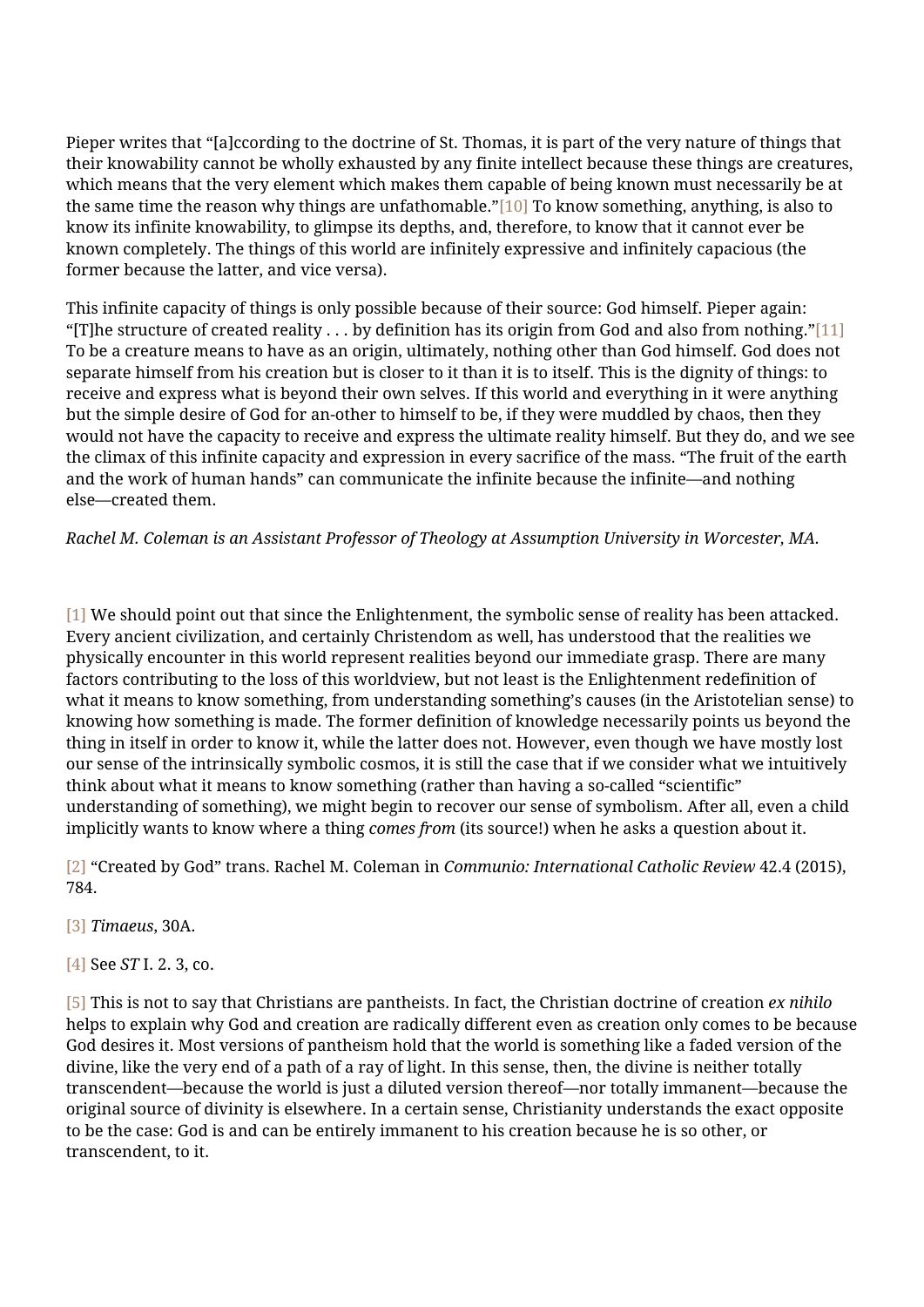Pieper writes that "[a]ccording to the doctrine of St. Thomas, it is part of the very nature of things that their knowability cannot be wholly exhausted by any finite intellect because these things are creatures, which means that the very element which makes them capable of being known must necessarily be at the same time the reason why things are unfathomable."[10] To know something, anything, is also to know its infinite knowability, to glimpse its depths, and, therefore, to know that it cannot ever be known completely. The things of this world are infinitely expressive and infinitely capacious (the former because the latter, and vice versa).

This infinite capacity of things is only possible because of their source: God himself. Pieper again: "[T]he structure of created reality . . . by definition has its origin from God and also from nothing."[11] To be a creature means to have as an origin, ultimately, nothing other than God himself. God does not separate himself from his creation but is closer to it than it is to itself. This is the dignity of things: to receive and express what is beyond their own selves. If this world and everything in it were anything but the simple desire of God for an-other to himself to be, if they were muddled by chaos, then they would not have the capacity to receive and express the ultimate reality himself. But they do, and we see the climax of this infinite capacity and expression in every sacrifice of the mass. "The fruit of the earth and the work of human hands" can communicate the infinite because the infinite—and nothing else—created them.

*Rachel M. Coleman is an Assistant Professor of Theology at Assumption University in Worcester, MA.*

[1] We should point out that since the Enlightenment, the symbolic sense of reality has been attacked. Every ancient civilization, and certainly Christendom as well, has understood that the realities we physically encounter in this world represent realities beyond our immediate grasp. There are many factors contributing to the loss of this worldview, but not least is the Enlightenment redefinition of what it means to know something, from understanding something's causes (in the Aristotelian sense) to knowing how something is made. The former definition of knowledge necessarily points us beyond the thing in itself in order to know it, while the latter does not. However, even though we have mostly lost our sense of the intrinsically symbolic cosmos, it is still the case that if we consider what we intuitively think about what it means to know something (rather than having a so-called "scientific" understanding of something), we might begin to recover our sense of symbolism. After all, even a child implicitly wants to know where a thing *comes from* (its source!) when he asks a question about it.

[2] "Created by God" trans. Rachel M. Coleman in *Communio: International Catholic Review* 42.4 (2015), 784.

[3] *Timaeus*, 30A.

[4] See *ST* I. 2. 3, co.

[5] This is not to say that Christians are pantheists. In fact, the Christian doctrine of creation *ex nihilo* helps to explain why God and creation are radically different even as creation only comes to be because God desires it. Most versions of pantheism hold that the world is something like a faded version of the divine, like the very end of a path of a ray of light. In this sense, then, the divine is neither totally transcendent—because the world is just a diluted version thereof—nor totally immanent—because the original source of divinity is elsewhere. In a certain sense, Christianity understands the exact opposite to be the case: God is and can be entirely immanent to his creation because he is so other, or transcendent, to it.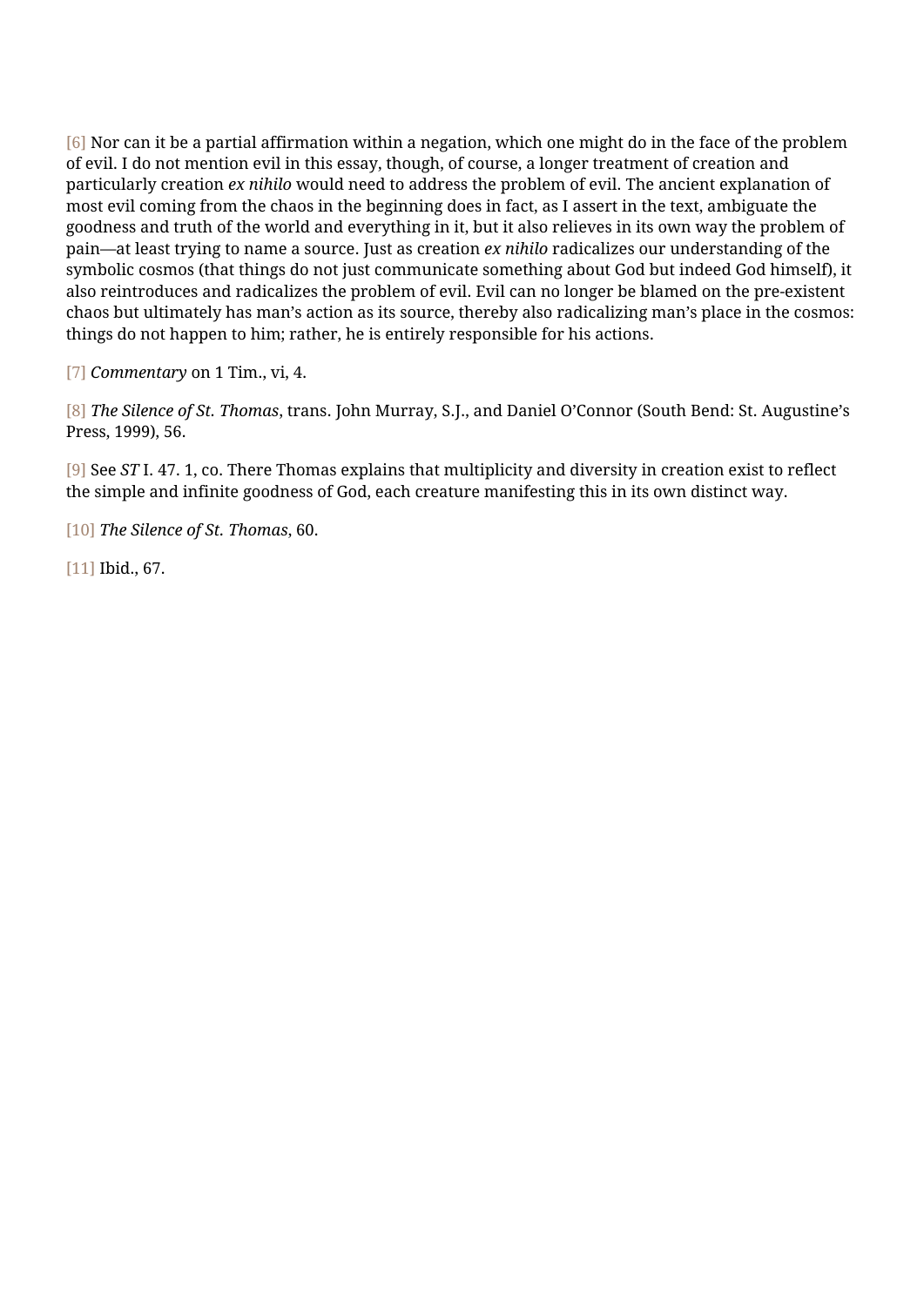[6] Nor can it be a partial affirmation within a negation, which one might do in the face of the problem of evil. I do not mention evil in this essay, though, of course, a longer treatment of creation and particularly creation *ex nihilo* would need to address the problem of evil. The ancient explanation of most evil coming from the chaos in the beginning does in fact, as I assert in the text, ambiguate the goodness and truth of the world and everything in it, but it also relieves in its own way the problem of pain—at least trying to name a source. Just as creation *ex nihilo* radicalizes our understanding of the symbolic cosmos (that things do not just communicate something about God but indeed God himself), it also reintroduces and radicalizes the problem of evil. Evil can no longer be blamed on the pre-existent chaos but ultimately has man's action as its source, thereby also radicalizing man's place in the cosmos: things do not happen to him; rather, he is entirely responsible for his actions.

[7] *Commentary* on 1 Tim., vi, 4.

[8] *The Silence of St. Thomas*, trans. John Murray, S.J., and Daniel O'Connor (South Bend: St. Augustine's Press, 1999), 56.

[9] See *ST* I. 47. 1, co. There Thomas explains that multiplicity and diversity in creation exist to reflect the simple and infinite goodness of God, each creature manifesting this in its own distinct way.

[10] *The Silence of St. Thomas*, 60.

[11] Ibid., 67.